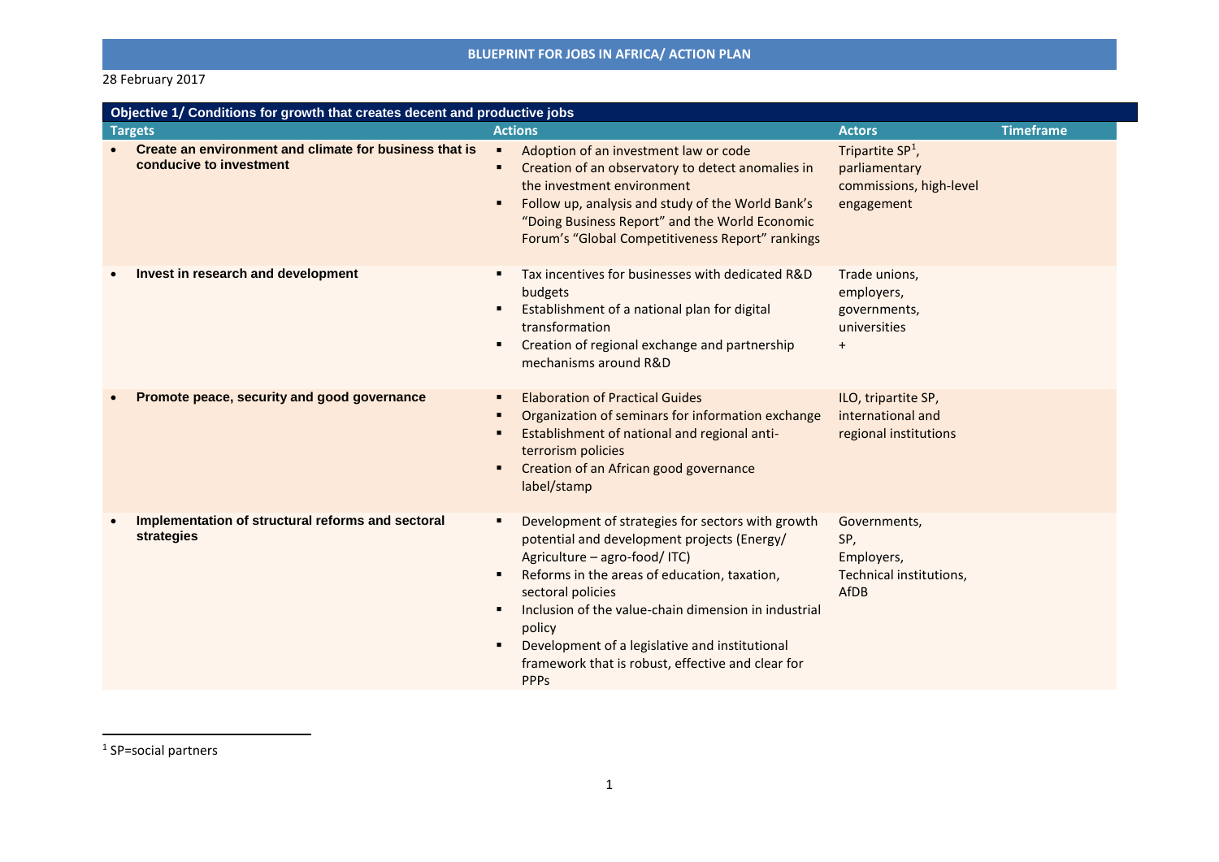# BLUEPRINT FOR JOBS IN AFRICA/ ACTION PLAN

28 February 2017

| Objective 1/ Conditions for growth that creates decent and productive jobs | | | |
|---|---|---|---|
| **Targets** | **Actions** | **Actors** | **Timeframe** |
| • **Create an environment and climate for business that is conducive to investment** | ▪ Adoption of an investment law or code<br>▪ Creation of an observatory to detect anomalies in the investment environment<br>▪ Follow up, analysis and study of the World Bank's "Doing Business Report" and the World Economic Forum's "Global Competitiveness Report" rankings | Tripartite SP[1], parliamentary commissions, high-level engagement | |
| • **Invest in research and development** | ▪ Tax incentives for businesses with dedicated R&D budgets<br>▪ Establishment of a national plan for digital transformation<br>▪ Creation of regional exchange and partnership mechanisms around R&D | Trade unions, employers, governments, universities + | |
| • **Promote peace, security and good governance** | ▪ Elaboration of Practical Guides<br>▪ Organization of seminars for information exchange<br>▪ Establishment of national and regional anti-terrorism policies<br>▪ Creation of an African good governance label/stamp | ILO, tripartite SP, international and regional institutions | |
| • **Implementation of structural reforms and sectoral strategies** | ▪ Development of strategies for sectors with growth potential and development projects (Energy/ Agriculture – agro-food/ ITC)<br>▪ Reforms in the areas of education, taxation, sectoral policies<br>▪ Inclusion of the value-chain dimension in industrial policy<br>▪ Development of a legislative and institutional framework that is robust, effective and clear for PPPs | Governments, SP, Employers, Technical institutions, AfDB | |

[1] SP=social partners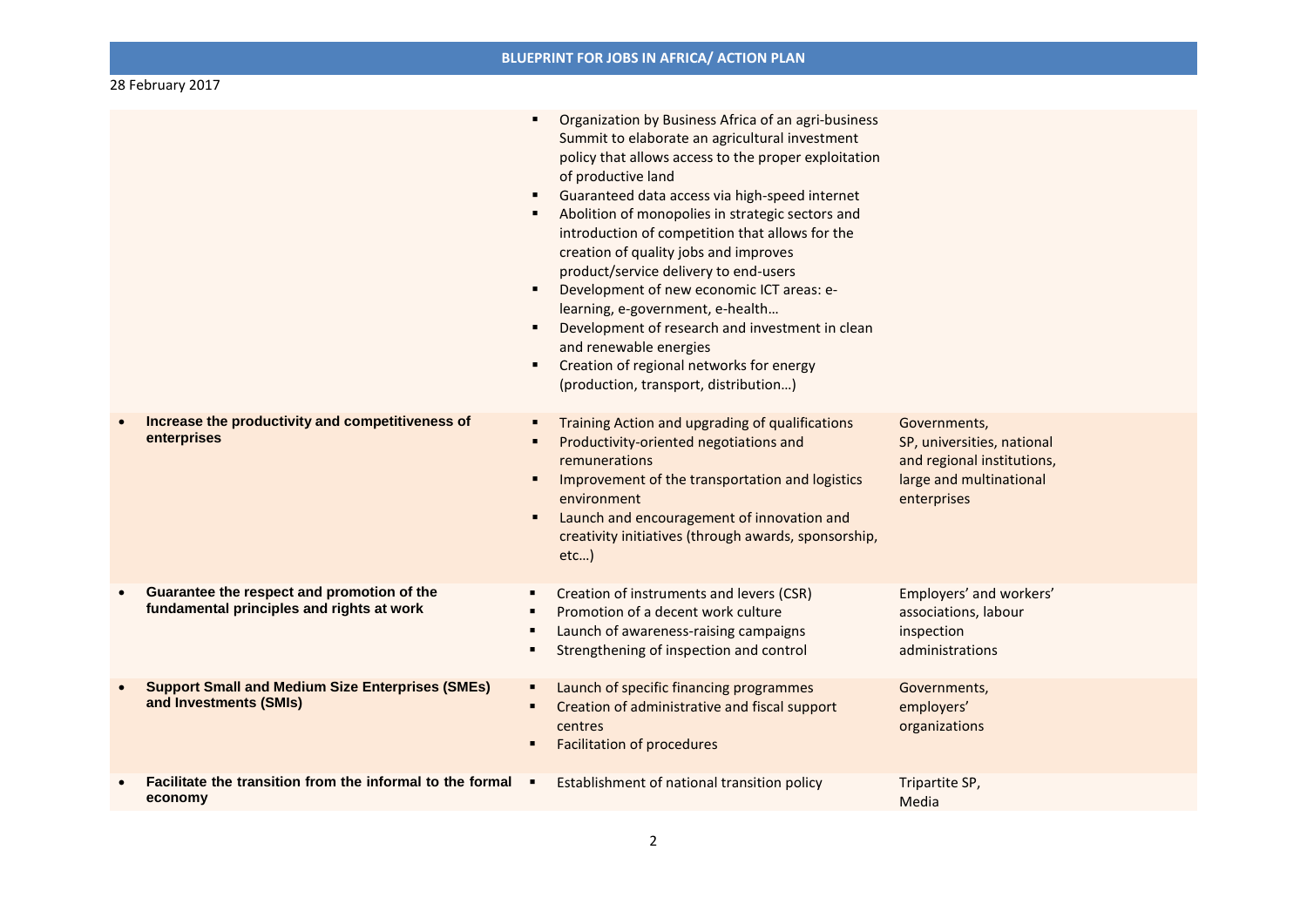| | | |
|---|---|---|
| | ▪ Organization by Business Africa of an agri-business Summit to elaborate an agricultural investment policy that allows access to the proper exploitation of productive land<br>▪ Guaranteed data access via high-speed internet<br>▪ Abolition of monopolies in strategic sectors and introduction of competition that allows for the creation of quality jobs and improves product/service delivery to end-users<br>▪ Development of new economic ICT areas: e-learning, e-government, e-health…<br>▪ Development of research and investment in clean and renewable energies<br>▪ Creation of regional networks for energy (production, transport, distribution…) | |
| • **Increase the productivity and competitiveness of enterprises** | ▪ Training Action and upgrading of qualifications<br>▪ Productivity-oriented negotiations and remunerations<br>▪ Improvement of the transportation and logistics environment<br>▪ Launch and encouragement of innovation and creativity initiatives (through awards, sponsorship, etc…) | Governments, SP, universities, national and regional institutions, large and multinational enterprises |
| • **Guarantee the respect and promotion of the fundamental principles and rights at work** | ▪ Creation of instruments and levers (CSR)<br>▪ Promotion of a decent work culture<br>▪ Launch of awareness-raising campaigns<br>▪ Strengthening of inspection and control | Employers' and workers' associations, labour inspection administrations |
| • **Support Small and Medium Size Enterprises (SMEs) and Investments (SMIs)** | ▪ Launch of specific financing programmes<br>▪ Creation of administrative and fiscal support centres<br>▪ Facilitation of procedures | Governments, employers' organizations |
| • **Facilitate the transition from the informal to the formal economy** | ▪ Establishment of national transition policy | Tripartite SP, Media |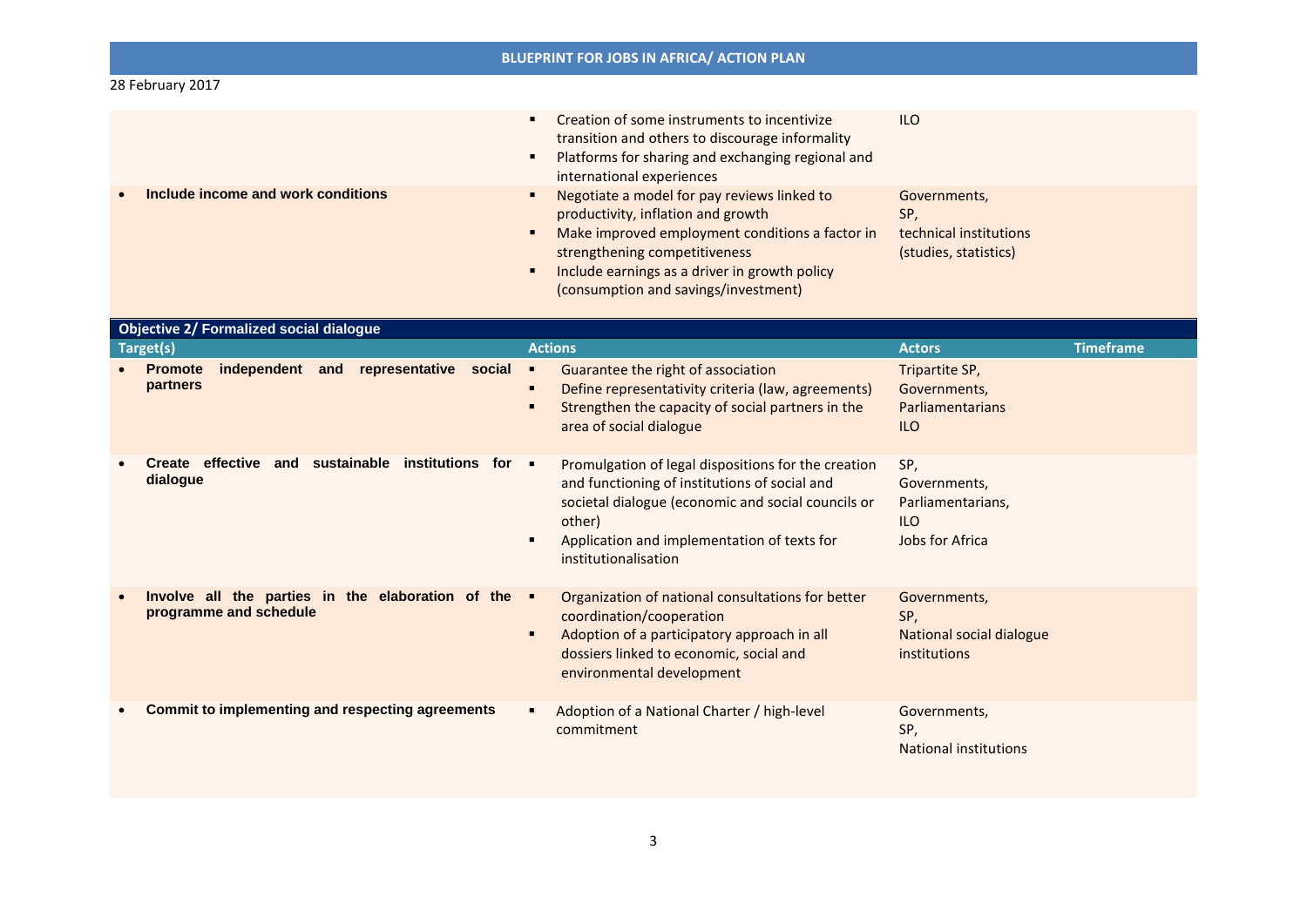28 February 2017

| | | | |
|---|---|---|---|
| | ▪ Creation of some instruments to incentivize transition and others to discourage informality<br>▪ Platforms for sharing and exchanging regional and international experiences | ILO | |
| • **Include income and work conditions** | ▪ Negotiate a model for pay reviews linked to productivity, inflation and growth<br>▪ Make improved employment conditions a factor in strengthening competitiveness<br>▪ Include earnings as a driver in growth policy (consumption and savings/investment) | Governments,<br>SP,<br>technical institutions (studies, statistics) | |

**Objective 2/ Formalized social dialogue**

| Target(s) | Actions | Actors | Timeframe |
|---|---|---|---|
| • **Promote independent and representative social partners** | ▪ Guarantee the right of association<br>▪ Define representativity criteria (law, agreements)<br>▪ Strengthen the capacity of social partners in the area of social dialogue | Tripartite SP,<br>Governments,<br>Parliamentarians<br>ILO | |
| • **Create effective and sustainable institutions for dialogue** | ▪ Promulgation of legal dispositions for the creation and functioning of institutions of social and societal dialogue (economic and social councils or other)<br>▪ Application and implementation of texts for institutionalisation | SP,<br>Governments,<br>Parliamentarians,<br>ILO<br>Jobs for Africa | |
| • **Involve all the parties in the elaboration of the programme and schedule** | ▪ Organization of national consultations for better coordination/cooperation<br>▪ Adoption of a participatory approach in all dossiers linked to economic, social and environmental development | Governments,<br>SP,<br>National social dialogue institutions | |
| • **Commit to implementing and respecting agreements** | ▪ Adoption of a National Charter / high-level commitment | Governments,<br>SP,<br>National institutions | |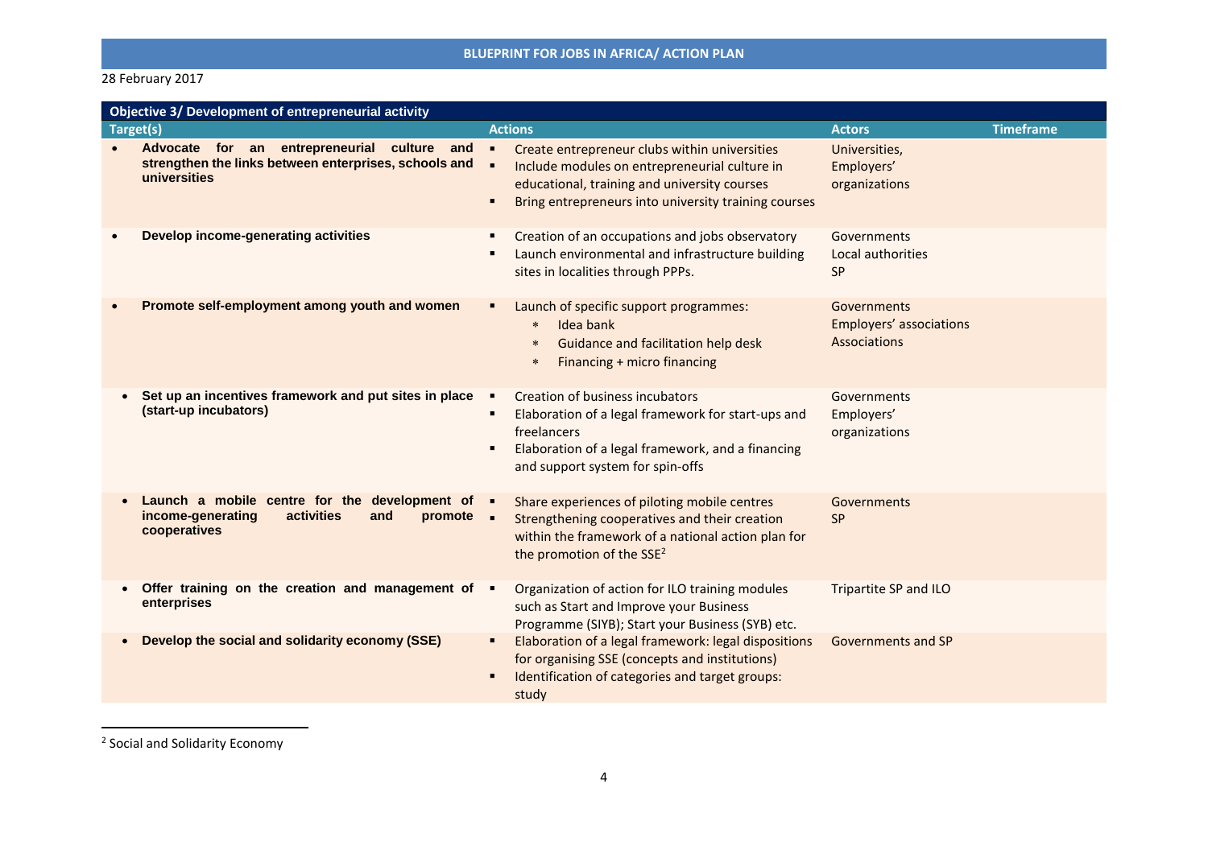28 February 2017

| Objective 3/ Development of entrepreneurial activity | | | |
|---|---|---|---|
| **Target(s)** | **Actions** | **Actors** | **Timeframe** |
| • **Advocate for an entrepreneurial culture and strengthen the links between enterprises, schools and universities** | ▪ Create entrepreneur clubs within universities<br>▪ Include modules on entrepreneurial culture in educational, training and university courses<br>▪ Bring entrepreneurs into university training courses | Universities, Employers' organizations | |
| • **Develop income-generating activities** | ▪ Creation of an occupations and jobs observatory<br>▪ Launch environmental and infrastructure building sites in localities through PPPs. | Governments<br>Local authorities<br>SP | |
| • **Promote self-employment among youth and women** | ▪ Launch of specific support programmes:<br>* Idea bank<br>* Guidance and facilitation help desk<br>* Financing + micro financing | Governments<br>Employers' associations<br>Associations | |
| • **Set up an incentives framework and put sites in place (start-up incubators)** | ▪ Creation of business incubators<br>▪ Elaboration of a legal framework for start-ups and freelancers<br>▪ Elaboration of a legal framework, and a financing and support system for spin-offs | Governments<br>Employers' organizations | |
| • **Launch a mobile centre for the development of income-generating activities and promote cooperatives** | ▪ Share experiences of piloting mobile centres<br>▪ Strengthening cooperatives and their creation within the framework of a national action plan for the promotion of the SSE[2] | Governments<br>SP | |
| • **Offer training on the creation and management of enterprises** | ▪ Organization of action for ILO training modules such as Start and Improve your Business Programme (SIYB); Start your Business (SYB) etc. | Tripartite SP and ILO | |
| • **Develop the social and solidarity economy (SSE)** | ▪ Elaboration of a legal framework: legal dispositions for organising SSE (concepts and institutions)<br>▪ Identification of categories and target groups: study | Governments and SP | |

[2] Social and Solidarity Economy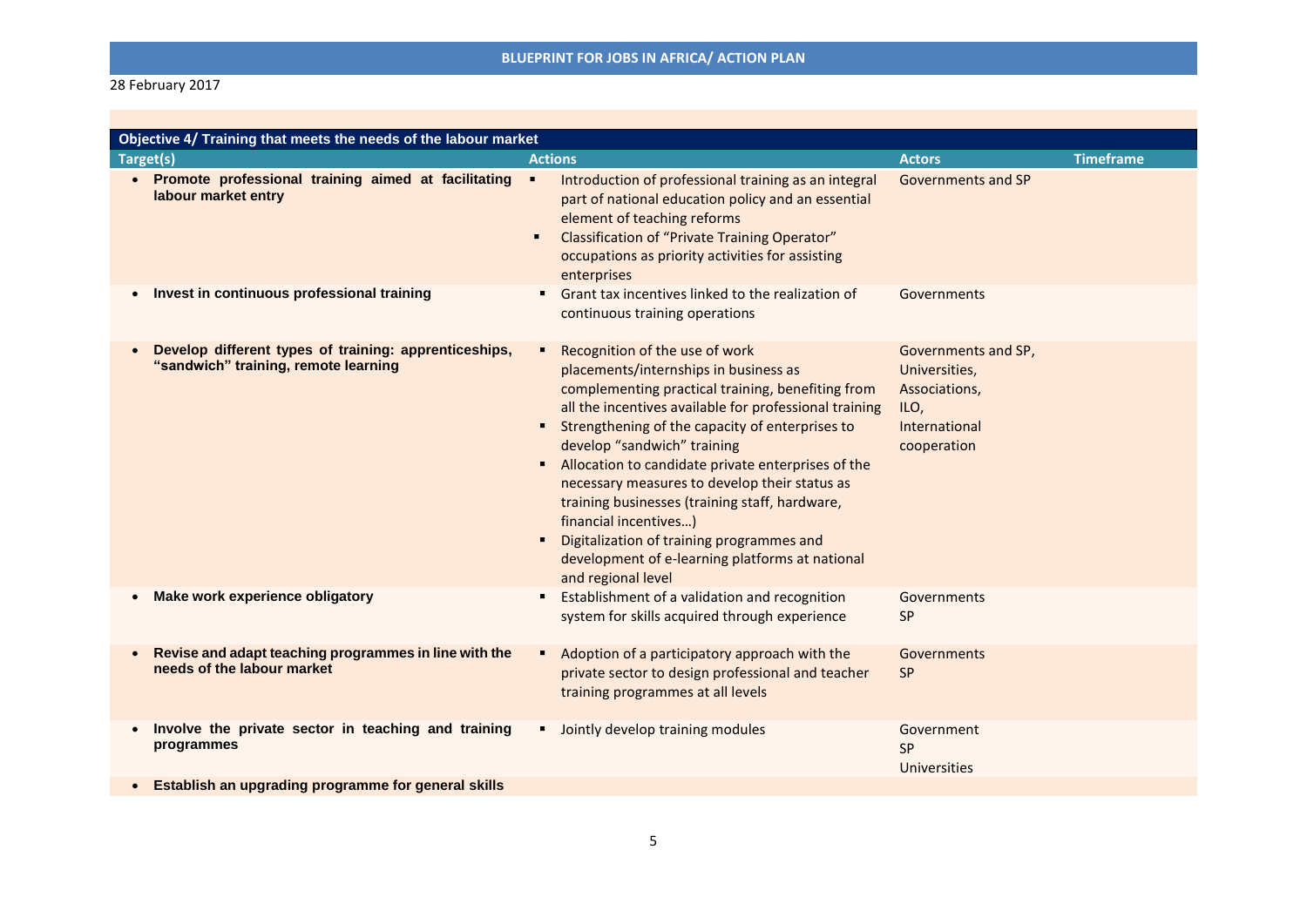28 February 2017

| Objective 4/ Training that meets the needs of the labour market | | | |
|---|---|---|---|
| **Target(s)** | **Actions** | **Actors** | **Timeframe** |
| **Promote professional training aimed at facilitating labour market entry** | ▪ Introduction of professional training as an integral part of national education policy and an essential element of teaching reforms<br>▪ Classification of "Private Training Operator" occupations as priority activities for assisting enterprises | Governments and SP | |
| **Invest in continuous professional training** | ▪ Grant tax incentives linked to the realization of continuous training operations | Governments | |
| **Develop different types of training: apprenticeships, "sandwich" training, remote learning** | ▪ Recognition of the use of work placements/internships in business as complementing practical training, benefiting from all the incentives available for professional training<br>▪ Strengthening of the capacity of enterprises to develop "sandwich" training<br>▪ Allocation to candidate private enterprises of the necessary measures to develop their status as training businesses (training staff, hardware, financial incentives…)<br>▪ Digitalization of training programmes and development of e-learning platforms at national and regional level | Governments and SP, Universities, Associations, ILO, International cooperation | |
| **Make work experience obligatory** | ▪ Establishment of a validation and recognition system for skills acquired through experience | Governments<br>SP | |
| **Revise and adapt teaching programmes in line with the needs of the labour market** | ▪ Adoption of a participatory approach with the private sector to design professional and teacher training programmes at all levels | Governments<br>SP | |
| **Involve the private sector in teaching and training programmes** | ▪ Jointly develop training modules | Government<br>SP<br>Universities | |
| **Establish an upgrading programme for general skills** | | | |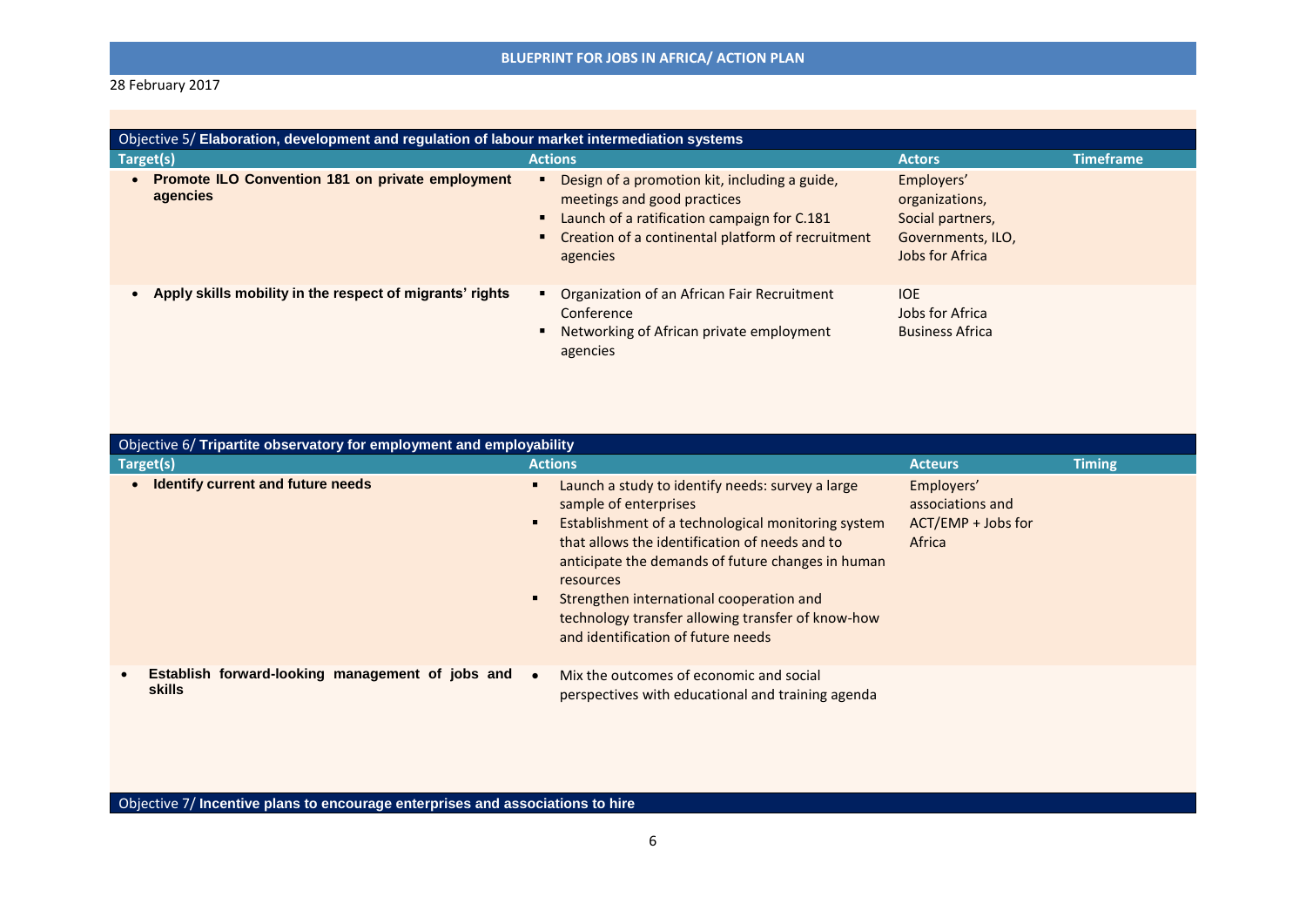| Objective 5/ **Elaboration, development and regulation of labour market intermediation systems** | | | |
|---|---|---|---|
| **Target(s)** | **Actions** | **Actors** | **Timeframe** |
| • **Promote ILO Convention 181 on private employment agencies** | ▪ Design of a promotion kit, including a guide, meetings and good practices<br>▪ Launch of a ratification campaign for C.181<br>▪ Creation of a continental platform of recruitment agencies | Employers' organizations, Social partners, Governments, ILO, Jobs for Africa | |
| • **Apply skills mobility in the respect of migrants' rights** | ▪ Organization of an African Fair Recruitment Conference<br>▪ Networking of African private employment agencies | IOE<br>Jobs for Africa<br>Business Africa | |

| Objective 6/ **Tripartite observatory for employment and employability** | | | |
|---|---|---|---|
| **Target(s)** | **Actions** | **Acteurs** | **Timing** |
| • **Identify current and future needs** | ▪ Launch a study to identify needs: survey a large sample of enterprises<br>▪ Establishment of a technological monitoring system that allows the identification of needs and to anticipate the demands of future changes in human resources<br>▪ Strengthen international cooperation and technology transfer allowing transfer of know-how and identification of future needs | Employers' associations and ACT/EMP + Jobs for Africa | |
| • **Establish forward-looking management of jobs and skills** | • Mix the outcomes of economic and social perspectives with educational and training agenda | | |

Objective 7/ **Incentive plans to encourage enterprises and associations to hire**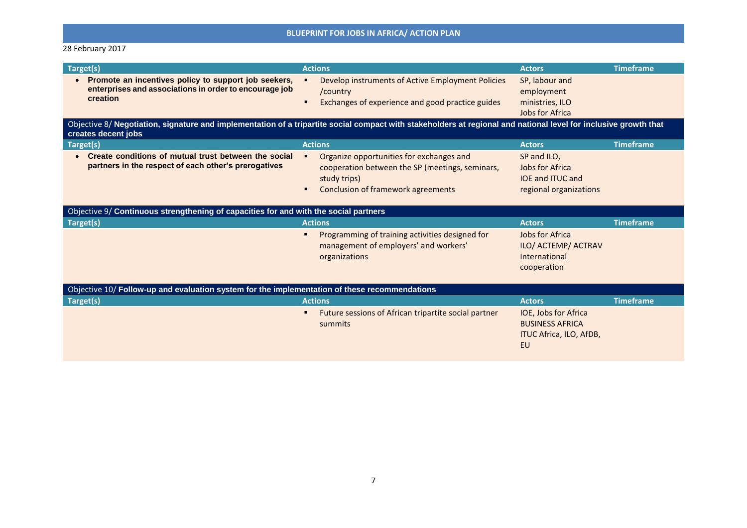BLUEPRINT FOR JOBS IN AFRICA/ ACTION PLAN

28 February 2017

| Target(s) | Actions | Actors | Timeframe |
|---|---|---|---|
| • **Promote an incentives policy to support job seekers, enterprises and associations in order to encourage job creation** | ▪ Develop instruments of Active Employment Policies /country<br>▪ Exchanges of experience and good practice guides | SP, labour and employment ministries, ILO Jobs for Africa | |

Objective 8/ **Negotiation, signature and implementation of a tripartite social compact with stakeholders at regional and national level for inclusive growth that creates decent jobs**

| Target(s) | Actions | Actors | Timeframe |
|---|---|---|---|
| • **Create conditions of mutual trust between the social partners in the respect of each other's prerogatives** | ▪ Organize opportunities for exchanges and cooperation between the SP (meetings, seminars, study trips)<br>▪ Conclusion of framework agreements | SP and ILO, Jobs for Africa IOE and ITUC and regional organizations | |

Objective 9/ **Continuous strengthening of capacities for and with the social partners**

| Target(s) | Actions | Actors | Timeframe |
|---|---|---|---|
| | ▪ Programming of training activities designed for management of employers' and workers' organizations | Jobs for Africa ILO/ ACTEMP/ ACTRAV International cooperation | |

Objective 10/ **Follow-up and evaluation system for the implementation of these recommendations**

| Target(s) | Actions | Actors | Timeframe |
|---|---|---|---|
| | ▪ Future sessions of African tripartite social partner summits | IOE, Jobs for Africa BUSINESS AFRICA ITUC Africa, ILO, AfDB, EU | |